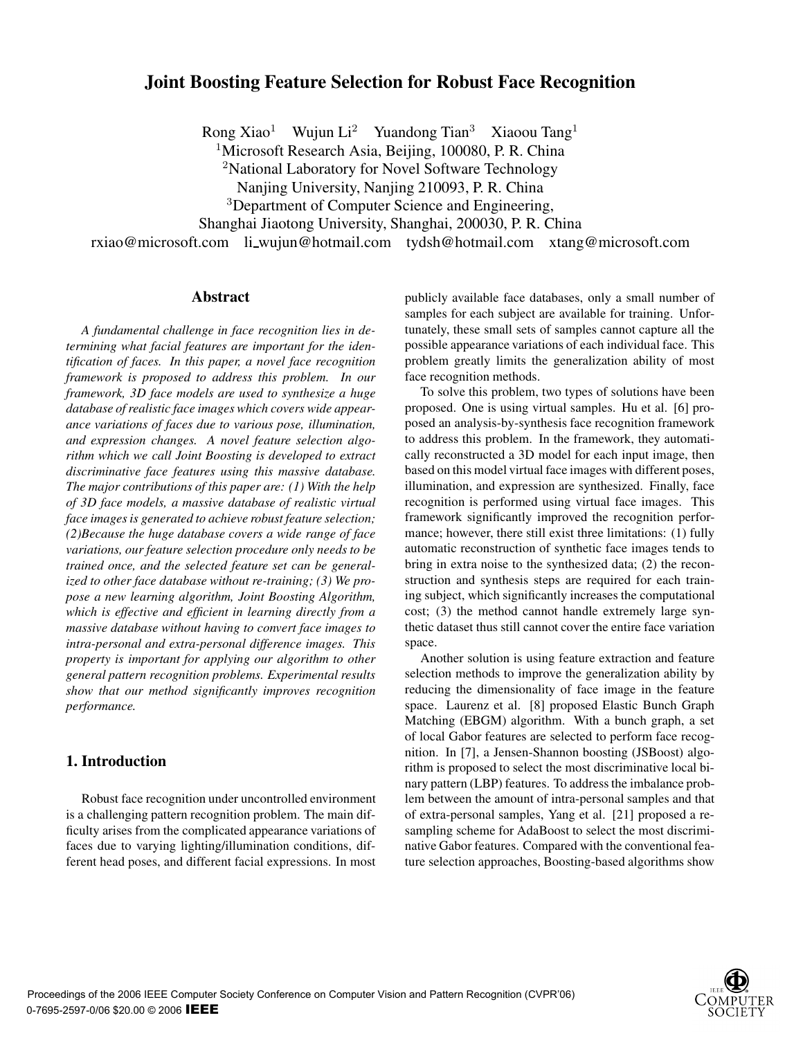# Joint Boosting Feature Selection for Robust Face Recognition

Rong Xiao[1] Wujun Li[2] Yuandong Tian[3] Xiaoou Tang[1]

[1]Microsoft Research Asia, Beijing, 100080, P. R. China

[2]National Laboratory for Novel Software Technology

Nanjing University, Nanjing 210093, P. R. China

[3]Department of Computer Science and Engineering,

Shanghai Jiaotong University, Shanghai, 200030, P. R. China

rxiao@microsoft.com li_wujun@hotmail.com tydsh@hotmail.com xtang@microsoft.com

## Abstract

*A fundamental challenge in face recognition lies in determining what facial features are important for the identification of faces. In this paper, a novel face recognition framework is proposed to address this problem. In our framework, 3D face models are used to synthesize a huge database of realistic face images which covers wide appearance variations of faces due to various pose, illumination, and expression changes. A novel feature selection algorithm which we call Joint Boosting is developed to extract discriminative face features using this massive database. The major contributions of this paper are: (1) With the help of 3D face models, a massive database of realistic virtual face images is generated to achieve robust feature selection; (2)Because the huge database covers a wide range of face variations, our feature selection procedure only needs to be trained once, and the selected feature set can be generalized to other face database without re-training; (3) We propose a new learning algorithm, Joint Boosting Algorithm, which is effective and efficient in learning directly from a massive database without having to convert face images to intra-personal and extra-personal difference images. This property is important for applying our algorithm to other general pattern recognition problems. Experimental results show that our method significantly improves recognition performance.*

## 1. Introduction

Robust face recognition under uncontrolled environment is a challenging pattern recognition problem. The main difficulty arises from the complicated appearance variations of faces due to varying lighting/illumination conditions, different head poses, and different facial expressions. In most publicly available face databases, only a small number of samples for each subject are available for training. Unfortunately, these small sets of samples cannot capture all the possible appearance variations of each individual face. This problem greatly limits the generalization ability of most face recognition methods.

To solve this problem, two types of solutions have been proposed. One is using virtual samples. Hu et al. [6] proposed an analysis-by-synthesis face recognition framework to address this problem. In the framework, they automatically reconstructed a 3D model for each input image, then based on this model virtual face images with different poses, illumination, and expression are synthesized. Finally, face recognition is performed using virtual face images. This framework significantly improved the recognition performance; however, there still exist three limitations: (1) fully automatic reconstruction of synthetic face images tends to bring in extra noise to the synthesized data; (2) the reconstruction and synthesis steps are required for each training subject, which significantly increases the computational cost; (3) the method cannot handle extremely large synthetic dataset thus still cannot cover the entire face variation space.

Another solution is using feature extraction and feature selection methods to improve the generalization ability by reducing the dimensionality of face image in the feature space. Laurenz et al. [8] proposed Elastic Bunch Graph Matching (EBGM) algorithm. With a bunch graph, a set of local Gabor features are selected to perform face recognition. In [7], a Jensen-Shannon boosting (JSBoost) algorithm is proposed to select the most discriminative local binary pattern (LBP) features. To address the imbalance problem between the amount of intra-personal samples and that of extra-personal samples, Yang et al. [21] proposed a re-sampling scheme for AdaBoost to select the most discriminative Gabor features. Compared with the conventional feature selection approaches, Boosting-based algorithms show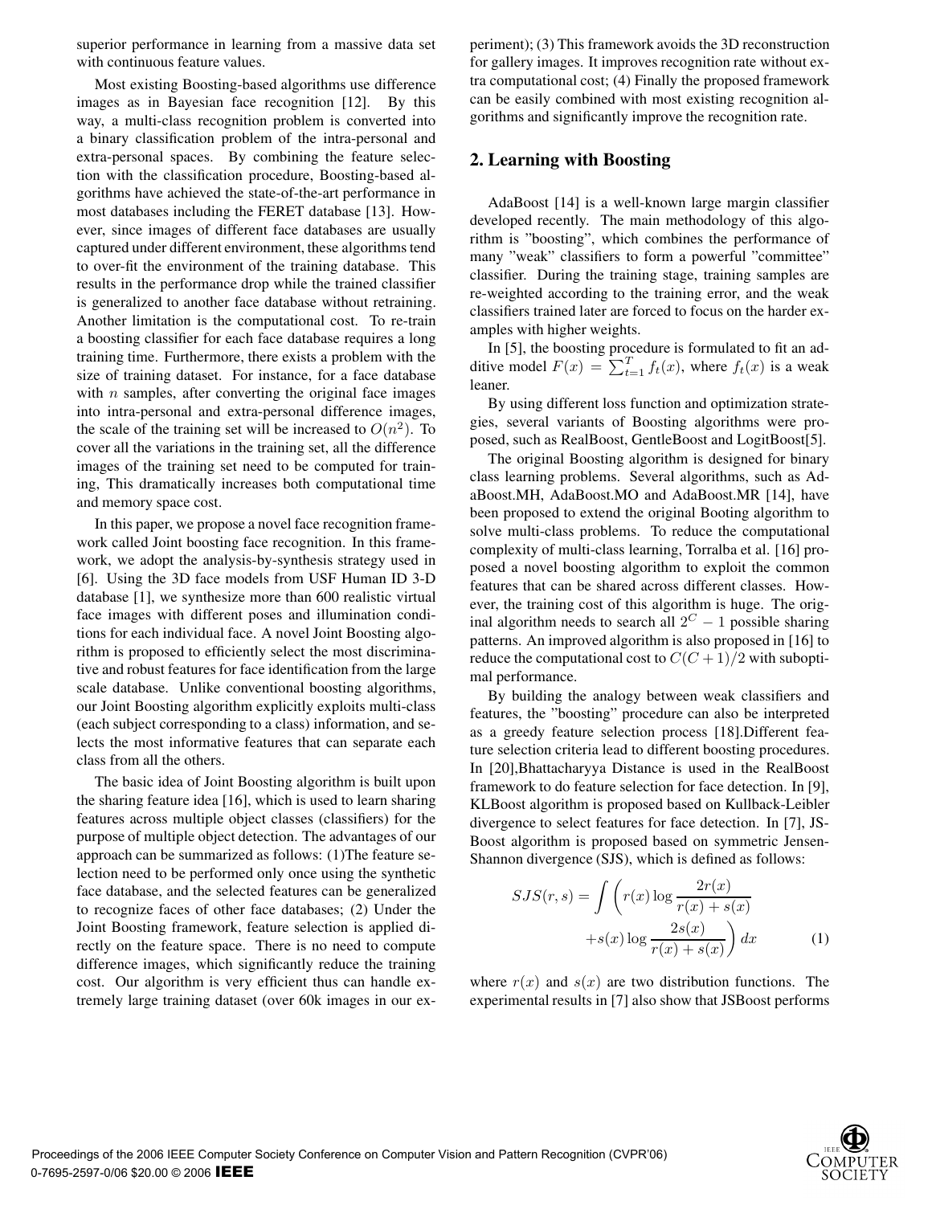superior performance in learning from a massive data set with continuous feature values.

Most existing Boosting-based algorithms use difference images as in Bayesian face recognition [12]. By this way, a multi-class recognition problem is converted into a binary classification problem of the intra-personal and extra-personal spaces. By combining the feature selection with the classification procedure, Boosting-based algorithms have achieved the state-of-the-art performance in most databases including the FERET database [13]. However, since images of different face databases are usually captured under different environment, these algorithms tend to over-fit the environment of the training database. This results in the performance drop while the trained classifier is generalized to another face database without retraining. Another limitation is the computational cost. To re-train a boosting classifier for each face database requires a long training time. Furthermore, there exists a problem with the size of training dataset. For instance, for a face database with $n$ samples, after converting the original face images into intra-personal and extra-personal difference images, the scale of the training set will be increased to $O(n^2)$. To cover all the variations in the training set, all the difference images of the training set need to be computed for training, This dramatically increases both computational time and memory space cost.

In this paper, we propose a novel face recognition framework called Joint boosting face recognition. In this framework, we adopt the analysis-by-synthesis strategy used in [6]. Using the 3D face models from USF Human ID 3-D database [1], we synthesize more than 600 realistic virtual face images with different poses and illumination conditions for each individual face. A novel Joint Boosting algorithm is proposed to efficiently select the most discriminative and robust features for face identification from the large scale database. Unlike conventional boosting algorithms, our Joint Boosting algorithm explicitly exploits multi-class (each subject corresponding to a class) information, and selects the most informative features that can separate each class from all the others.

The basic idea of Joint Boosting algorithm is built upon the sharing feature idea [16], which is used to learn sharing features across multiple object classes (classifiers) for the purpose of multiple object detection. The advantages of our approach can be summarized as follows: (1)The feature selection need to be performed only once using the synthetic face database, and the selected features can be generalized to recognize faces of other face databases; (2) Under the Joint Boosting framework, feature selection is applied directly on the feature space. There is no need to compute difference images, which significantly reduce the training cost. Our algorithm is very efficient thus can handle extremely large training dataset (over 60k images in our experiment); (3) This framework avoids the 3D reconstruction for gallery images. It improves recognition rate without extra computational cost; (4) Finally the proposed framework can be easily combined with most existing recognition algorithms and significantly improve the recognition rate.

## 2. Learning with Boosting

AdaBoost [14] is a well-known large margin classifier developed recently. The main methodology of this algorithm is "boosting", which combines the performance of many "weak" classifiers to form a powerful "committee" classifier. During the training stage, training samples are re-weighted according to the training error, and the weak classifiers trained later are forced to focus on the harder examples with higher weights.

In [5], the boosting procedure is formulated to fit an additive model $F(x) = \sum_{t=1}^{T} f_t(x)$, where $f_t(x)$ is a weak leaner.

By using different loss function and optimization strategies, several variants of Boosting algorithms were proposed, such as RealBoost, GentleBoost and LogitBoost[5].

The original Boosting algorithm is designed for binary class learning problems. Several algorithms, such as AdaBoost.MH, AdaBoost.MO and AdaBoost.MR [14], have been proposed to extend the original Booting algorithm to solve multi-class problems. To reduce the computational complexity of multi-class learning, Torralba et al. [16] proposed a novel boosting algorithm to exploit the common features that can be shared across different classes. However, the training cost of this algorithm is huge. The original algorithm needs to search all $2^C - 1$ possible sharing patterns. An improved algorithm is also proposed in [16] to reduce the computational cost to $C(C+1)/2$ with suboptimal performance.

By building the analogy between weak classifiers and features, the "boosting" procedure can also be interpreted as a greedy feature selection process [18].Different feature selection criteria lead to different boosting procedures. In [20],Bhattacharyya Distance is used in the RealBoost framework to do feature selection for face detection. In [9], KLBoost algorithm is proposed based on Kullback-Leibler divergence to select features for face detection. In [7], JSBoost algorithm is proposed based on symmetric Jensen-Shannon divergence (SJS), which is defined as follows:

$$SJS(r,s) = \int \left( r(x) \log \frac{2r(x)}{r(x)+s(x)} + s(x) \log \frac{2s(x)}{r(x)+s(x)} \right) dx \tag{1}$$

where $r(x)$ and $s(x)$ are two distribution functions. The experimental results in [7] also show that JSBoost performs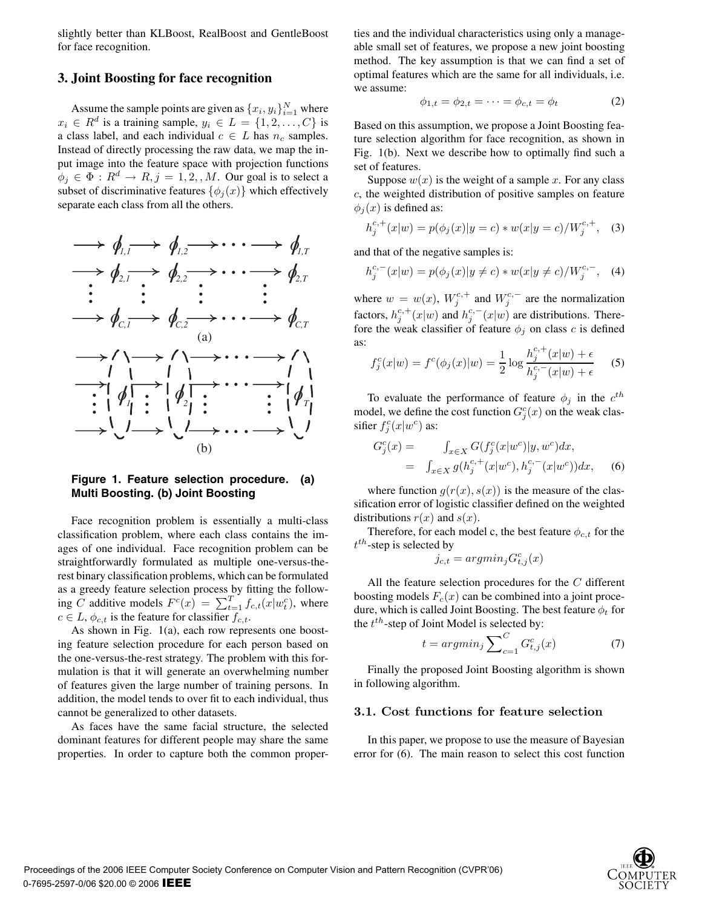slightly better than KLBoost, RealBoost and GentleBoost for face recognition.

## 3. Joint Boosting for face recognition

Assume the sample points are given as $\{x_i, y_i\}_{i=1}^N$ where $x_i \in R^d$ is a training sample, $y_i \in L = \{1, 2, \ldots, C\}$ is a class label, and each individual $c \in L$ has $n_c$ samples. Instead of directly processing the raw data, we map the input image into the feature space with projection functions $\phi_j \in \Phi : R^d \rightarrow R, j = 1, 2, , M$. Our goal is to select a subset of discriminative features $\{\phi_j(x)\}$ which effectively separate each class from all the others.

**Figure 1. Feature selection procedure. (a) Multi Boosting. (b) Joint Boosting**

Face recognition problem is essentially a multi-class classification problem, where each class contains the images of one individual. Face recognition problem can be straightforwardly formulated as multiple one-versus-the-rest binary classification problems, which can be formulated as a greedy feature selection process by fitting the following $C$ additive models $F^c(x) = \sum_{t=1}^{T} f_{c,t}(x|w_t^c)$, where $c \in L$, $\phi_{c,t}$ is the feature for classifier $f_{c,t}$.

As shown in Fig. 1(a), each row represents one boosting feature selection procedure for each person based on the one-versus-the-rest strategy. The problem with this formulation is that it will generate an overwhelming number of features given the large number of training persons. In addition, the model tends to over fit to each individual, thus cannot be generalized to other datasets.

As faces have the same facial structure, the selected dominant features for different people may share the same properties. In order to capture both the common properties and the individual characteristics using only a manageable small set of features, we propose a new joint boosting method. The key assumption is that we can find a set of optimal features which are the same for all individuals, i.e. we assume:

$$\phi_{1,t} = \phi_{2,t} = \cdots = \phi_{c,t} = \phi_t \tag{2}$$

Based on this assumption, we propose a Joint Boosting feature selection algorithm for face recognition, as shown in Fig. 1(b). Next we describe how to optimally find such a set of features.

Suppose $w(x)$ is the weight of a sample $x$. For any class $c$, the weighted distribution of positive samples on feature $\phi_j(x)$ is defined as:

$$h_j^{c,+}(x|w) = p(\phi_j(x)|y = c) * w(x|y = c)/W_j^{c,+}, \tag{3}$$

and that of the negative samples is:

$$h_j^{c,-}(x|w) = p(\phi_j(x)|y \neq c) * w(x|y \neq c)/W_j^{c,-}, \tag{4}$$

where $w = w(x)$, $W_j^{c,+}$ and $W_j^{c,-}$ are the normalization factors, $h_j^{c,+}(x|w)$ and $h_j^{c,-}(x|w)$ are distributions. Therefore the weak classifier of feature $\phi_j$ on class $c$ is defined as:

$$f_j^c(x|w) = f^c(\phi_j(x)|w) = \frac{1}{2} \log \frac{h_j^{c,+}(x|w) + \epsilon}{h_j^{c,-}(x|w) + \epsilon} \tag{5}$$

To evaluate the performance of feature $\phi_j$ in the $c^{th}$ model, we define the cost function $G_j^c(x)$ on the weak classifier $f_j^c(x|w^c)$ as:

$$\begin{aligned} G_j^c(x) &= \int_{x \in X} G(f_j^c(x|w^c)|y, w^c)dx, \\ &= \int_{x \in X} g(h_j^{c,+}(x|w^c), h_j^{c,-}(x|w^c))dx, \end{aligned} \tag{6}$$

where function $g(r(x), s(x))$ is the measure of the classification error of logistic classifier defined on the weighted distributions $r(x)$ and $s(x)$.

Therefore, for each model c, the best feature $\phi_{c,t}$ for the $t^{th}$-step is selected by

$$j_{c,t} = argmin_j G_{t,j}^c(x)$$

All the feature selection procedures for the $C$ different boosting models $F_c(x)$ can be combined into a joint procedure, which is called Joint Boosting. The best feature $\phi_t$ for the $t^{th}$-step of Joint Model is selected by:

$$t = argmin_j \sum_{c=1}^{C} G_{t,j}^c(x) \tag{7}$$

Finally the proposed Joint Boosting algorithm is shown in following algorithm.

### 3.1. Cost functions for feature selection

In this paper, we propose to use the measure of Bayesian error for (6). The main reason to select this cost function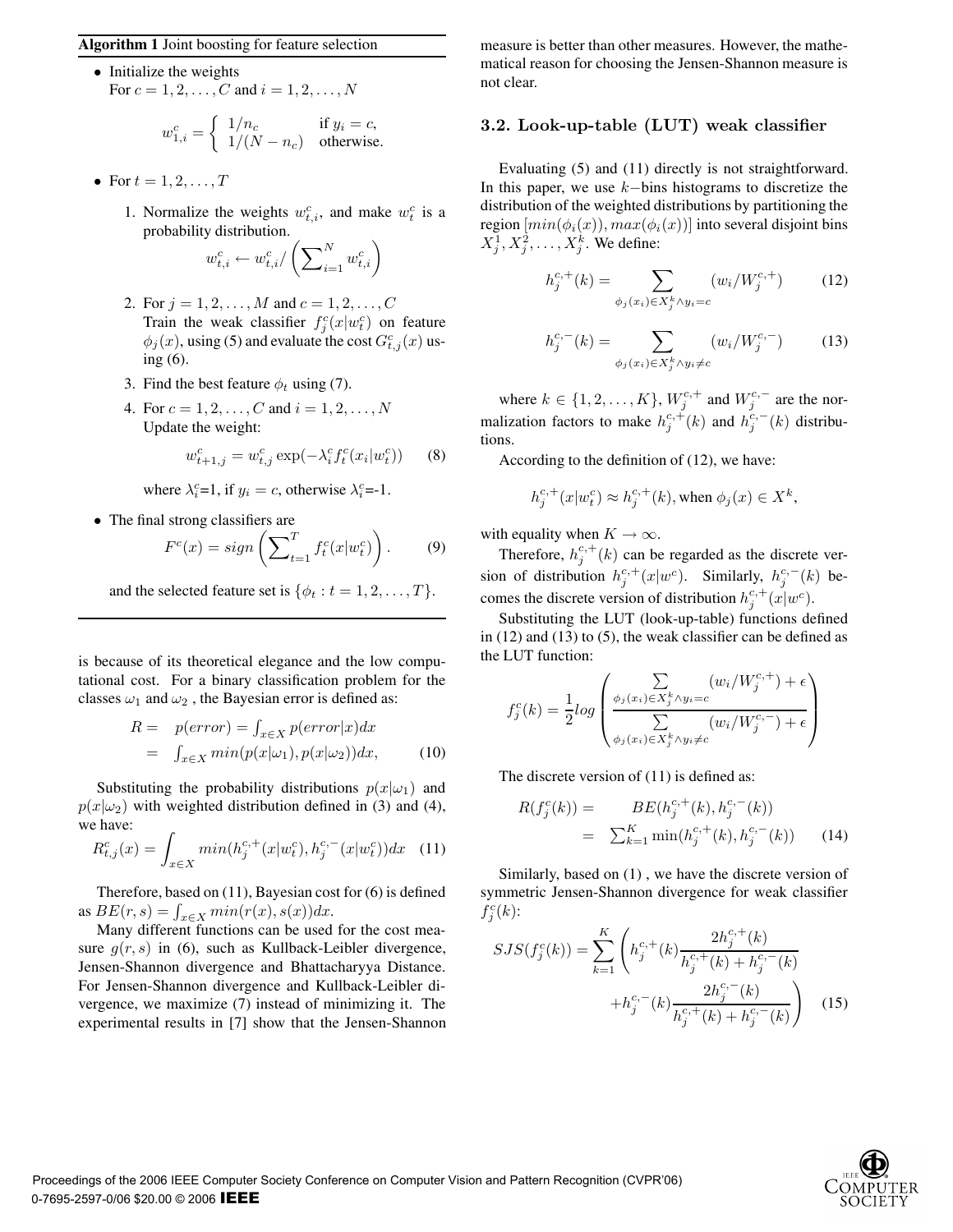**Algorithm 1** Joint boosting for feature selection

- Initialize the weights
  For $c = 1, 2, \ldots, C$ and $i = 1, 2, \ldots, N$

$$w_{1,i}^c = \begin{cases} 1/n_c & \text{if } y_i = c, \\ 1/(N - n_c) & \text{otherwise.} \end{cases}$$

- For $t = 1, 2, \ldots, T$
  1. Normalize the weights $w_{t,i}^c$, and make $w_t^c$ is a probability distribution.
  $$w_{t,i}^c \leftarrow w_{t,i}^c / \left( \sum_{i=1}^N w_{t,i}^c \right)$$
  2. For $j = 1, 2, \ldots, M$ and $c = 1, 2, \ldots, C$
  Train the weak classifier $f_j^c(x|w_t^c)$ on feature $\phi_j(x)$, using (5) and evaluate the cost $G_{t,j}^c(x)$ using (6).
  3. Find the best feature $\phi_t$ using (7).
  4. For $c = 1, 2, \ldots, C$ and $i = 1, 2, \ldots, N$
  Update the weight:
  $$w_{t+1,j}^c = w_{t,j}^c \exp(-\lambda_i^c f_t^c(x_i|w_t^c)) \quad (8)$$
  where $\lambda_i^c$=1, if $y_i = c$, otherwise $\lambda_i^c$=-1.
- The final strong classifiers are
$$F^c(x) = sign\left( \sum_{t=1}^T f_t^c(x|w_t^c) \right). \quad (9)$$
  and the selected feature set is $\{\phi_t : t = 1, 2, \ldots, T\}$.

is because of its theoretical elegance and the low computational cost. For a binary classification problem for the classes $\omega_1$ and $\omega_2$ , the Bayesian error is defined as:

$$\begin{aligned} R = & \quad p(error) = \int_{x \in X} p(error|x)dx \\ = & \quad \int_{x \in X} min(p(x|\omega_1), p(x|\omega_2))dx, \end{aligned} \quad (10)$$

Substituting the probability distributions $p(x|\omega_1)$ and $p(x|\omega_2)$ with weighted distribution defined in (3) and (4), we have:

$$R_{t,j}^c(x) = \int_{x \in X} min(h_j^{c,+}(x|w_t^c), h_j^{c,-}(x|w_t^c))dx \quad (11)$$

Therefore, based on (11), Bayesian cost for (6) is defined as $BE(r, s) = \int_{x \in X} min(r(x), s(x))dx$.

Many different functions can be used for the cost measure $g(r, s)$ in (6), such as Kullback-Leibler divergence, Jensen-Shannon divergence and Bhattacharyya Distance. For Jensen-Shannon divergence and Kullback-Leibler divergence, we maximize (7) instead of minimizing it. The experimental results in [7] show that the Jensen-Shannon measure is better than other measures. However, the mathematical reason for choosing the Jensen-Shannon measure is not clear.

### 3.2. Look-up-table (LUT) weak classifier

Evaluating (5) and (11) directly is not straightforward. In this paper, we use $k-$bins histograms to discretize the distribution of the weighted distributions by partitioning the region $[min(\phi_i(x)), max(\phi_i(x))]$ into several disjoint bins $X_j^1, X_j^2, \ldots, X_j^k$. We define:

$$h_j^{c,+}(k) = \sum_{\phi_j(x_i) \in X_j^k \wedge y_i = c} (w_i / W_j^{c,+}) \quad (12)$$

$$h_j^{c,-}(k) = \sum_{\phi_j(x_i) \in X_j^k \wedge y_i \neq c} (w_i / W_j^{c,-}) \quad (13)$$

where $k \in \{1, 2, \ldots, K\}$, $W_j^{c,+}$ and $W_j^{c,-}$ are the normalization factors to make $h_j^{c,+}(k)$ and $h_j^{c,-}(k)$ distributions.

According to the definition of (12), we have:

$$h_j^{c,+}(x|w_t^c) \approx h_j^{c,+}(k), \text{when } \phi_j(x) \in X^k,$$

with equality when $K \to \infty$.

Therefore, $h_j^{c,+}(k)$ can be regarded as the discrete version of distribution $h_j^{c,+}(x|w^c)$. Similarly, $h_j^{c,-}(k)$ becomes the discrete version of distribution $h_j^{c,+}(x|w^c)$.

Substituting the LUT (look-up-table) functions defined in (12) and (13) to (5), the weak classifier can be defined as the LUT function:

$$f_j^c(k) = \frac{1}{2} log \left( \frac{\sum_{\phi_j(x_i) \in X_j^k \wedge y_i = c} (w_i / W_j^{c,+}) + \epsilon}{\sum_{\phi_j(x_i) \in X_j^k \wedge y_i \neq c} (w_i / W_j^{c,-}) + \epsilon} \right)$$

The discrete version of (11) is defined as:

$$\begin{aligned} R(f_j^c(k)) = & \quad BE(h_j^{c,+}(k), h_j^{c,-}(k)) \\ = & \quad \sum_{k=1}^K \min(h_j^{c,+}(k), h_j^{c,-}(k)) \end{aligned} \quad (14)$$

Similarly, based on (1) , we have the discrete version of symmetric Jensen-Shannon divergence for weak classifier $f_j^c(k)$:

$$\begin{aligned} SJS(f_j^c(k)) = \sum_{k=1}^K \Bigg( & h_j^{c,+}(k) \frac{2h_j^{c,+}(k)}{h_j^{c,+}(k) + h_j^{c,-}(k)} \\ & + h_j^{c,-}(k) \frac{2h_j^{c,-}(k)}{h_j^{c,+}(k) + h_j^{c,-}(k)} \Bigg) \end{aligned} \quad (15)$$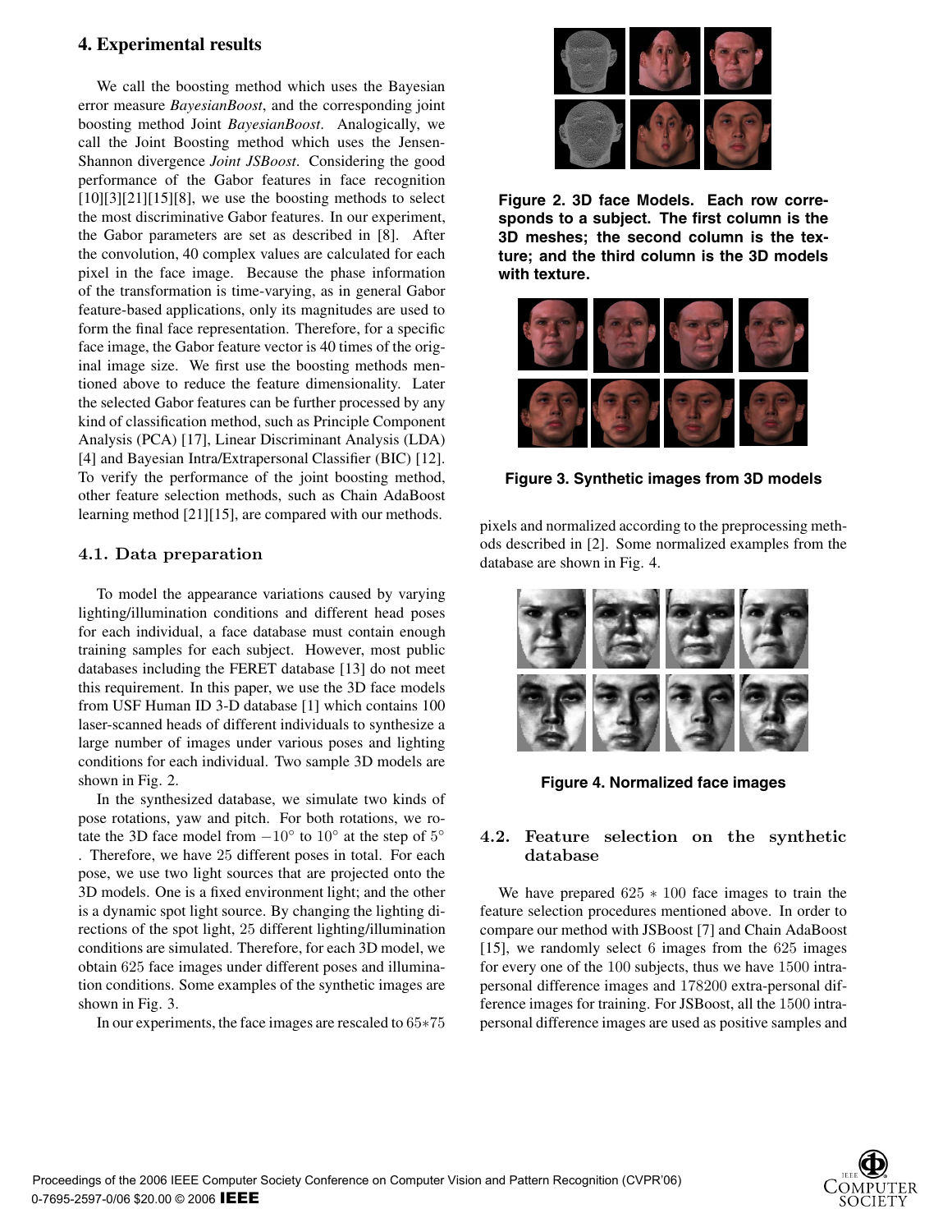## 4. Experimental results

We call the boosting method which uses the Bayesian error measure *BayesianBoost*, and the corresponding joint boosting method Joint *BayesianBoost*. Analogically, we call the Joint Boosting method which uses the Jensen-Shannon divergence *Joint JSBoost*. Considering the good performance of the Gabor features in face recognition [10][3][21][15][8], we use the boosting methods to select the most discriminative Gabor features. In our experiment, the Gabor parameters are set as described in [8]. After the convolution, 40 complex values are calculated for each pixel in the face image. Because the phase information of the transformation is time-varying, as in general Gabor feature-based applications, only its magnitudes are used to form the final face representation. Therefore, for a specific face image, the Gabor feature vector is 40 times of the original image size. We first use the boosting methods mentioned above to reduce the feature dimensionality. Later the selected Gabor features can be further processed by any kind of classification method, such as Principle Component Analysis (PCA) [17], Linear Discriminant Analysis (LDA) [4] and Bayesian Intra/Extrapersonal Classifier (BIC) [12]. To verify the performance of the joint boosting method, other feature selection methods, such as Chain AdaBoost learning method [21][15], are compared with our methods.

### 4.1. Data preparation

To model the appearance variations caused by varying lighting/illumination conditions and different head poses for each individual, a face database must contain enough training samples for each subject. However, most public databases including the FERET database [13] do not meet this requirement. In this paper, we use the 3D face models from USF Human ID 3-D database [1] which contains 100 laser-scanned heads of different individuals to synthesize a large number of images under various poses and lighting conditions for each individual. Two sample 3D models are shown in Fig. 2.

In the synthesized database, we simulate two kinds of pose rotations, yaw and pitch. For both rotations, we rotate the 3D face model from $-10^\circ$ to $10^\circ$ at the step of $5^\circ$. Therefore, we have 25 different poses in total. For each pose, we use two light sources that are projected onto the 3D models. One is a fixed environment light; and the other is a dynamic spot light source. By changing the lighting directions of the spot light, 25 different lighting/illumination conditions are simulated. Therefore, for each 3D model, we obtain 625 face images under different poses and illumination conditions. Some examples of the synthetic images are shown in Fig. 3.

In our experiments, the face images are rescaled to $65*75$ pixels and normalized according to the preprocessing methods described in [2]. Some normalized examples from the database are shown in Fig. 4.

**Figure 2. 3D face Models. Each row corresponds to a subject. The first column is the 3D meshes; the second column is the texture; and the third column is the 3D models with texture.**

**Figure 3. Synthetic images from 3D models**

**Figure 4. Normalized face images**

### 4.2. Feature selection on the synthetic database

We have prepared $625 * 100$ face images to train the feature selection procedures mentioned above. In order to compare our method with JSBoost [7] and Chain AdaBoost [15], we randomly select 6 images from the 625 images for every one of the 100 subjects, thus we have 1500 intra-personal difference images and 178200 extra-personal difference images for training. For JSBoost, all the 1500 intra-personal difference images are used as positive samples and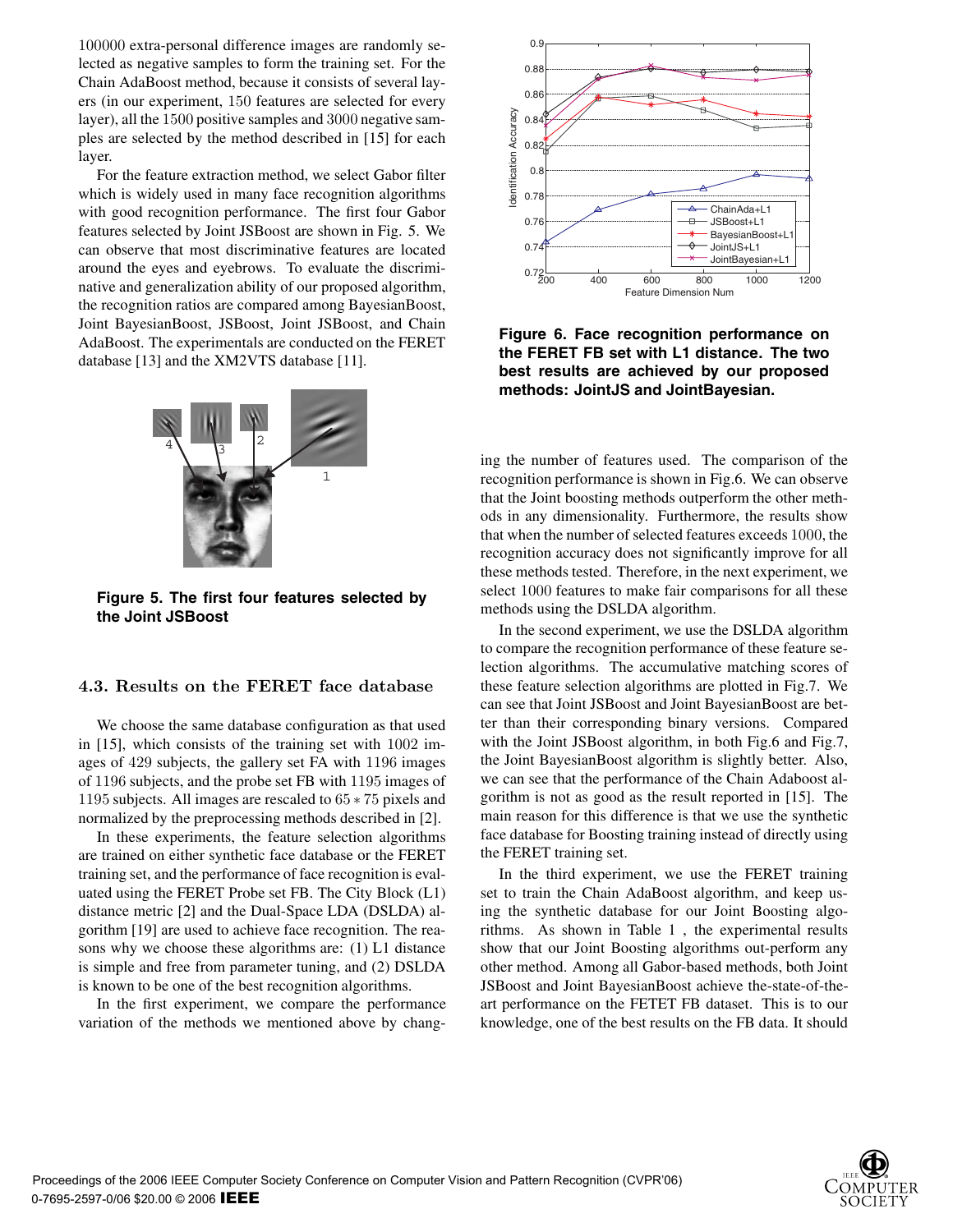100000 extra-personal difference images are randomly selected as negative samples to form the training set. For the Chain AdaBoost method, because it consists of several layers (in our experiment, 150 features are selected for every layer), all the 1500 positive samples and 3000 negative samples are selected by the method described in [15] for each layer.

For the feature extraction method, we select Gabor filter which is widely used in many face recognition algorithms with good recognition performance. The first four Gabor features selected by Joint JSBoost are shown in Fig. 5. We can observe that most discriminative features are located around the eyes and eyebrows. To evaluate the discriminative and generalization ability of our proposed algorithm, the recognition ratios are compared among BayesianBoost, Joint BayesianBoost, JSBoost, Joint JSBoost, and Chain AdaBoost. The experimentals are conducted on the FERET database [13] and the XM2VTS database [11].

**Figure 5. The first four features selected by the Joint JSBoost**

### 4.3. Results on the FERET face database

We choose the same database configuration as that used in [15], which consists of the training set with 1002 images of 429 subjects, the gallery set FA with 1196 images of 1196 subjects, and the probe set FB with 1195 images of 1195 subjects. All images are rescaled to $65 * 75$ pixels and normalized by the preprocessing methods described in [2].

In these experiments, the feature selection algorithms are trained on either synthetic face database or the FERET training set, and the performance of face recognition is evaluated using the FERET Probe set FB. The City Block (L1) distance metric [2] and the Dual-Space LDA (DSLDA) algorithm [19] are used to achieve face recognition. The reasons why we choose these algorithms are: (1) L1 distance is simple and free from parameter tuning, and (2) DSLDA is known to be one of the best recognition algorithms.

In the first experiment, we compare the performance variation of the methods we mentioned above by changing the number of features used. The comparison of the recognition performance is shown in Fig.6. We can observe that the Joint boosting methods outperform the other methods in any dimensionality. Furthermore, the results show that when the number of selected features exceeds 1000, the recognition accuracy does not significantly improve for all these methods tested. Therefore, in the next experiment, we select 1000 features to make fair comparisons for all these methods using the DSLDA algorithm.

**Figure 6. Face recognition performance on the FERET FB set with L1 distance. The two best results are achieved by our proposed methods: JointJS and JointBayesian.**

In the second experiment, we use the DSLDA algorithm to compare the recognition performance of these feature selection algorithms. The accumulative matching scores of these feature selection algorithms are plotted in Fig.7. We can see that Joint JSBoost and Joint BayesianBoost are better than their corresponding binary versions. Compared with the Joint JSBoost algorithm, in both Fig.6 and Fig.7, the Joint BayesianBoost algorithm is slightly better. Also, we can see that the performance of the Chain Adaboost algorithm is not as good as the result reported in [15]. The main reason for this difference is that we use the synthetic face database for Boosting training instead of directly using the FERET training set.

In the third experiment, we use the FERET training set to train the Chain AdaBoost algorithm, and keep using the synthetic database for our Joint Boosting algorithms. As shown in Table 1 , the experimental results show that our Joint Boosting algorithms out-perform any other method. Among all Gabor-based methods, both Joint JSBoost and Joint BayesianBoost achieve the-state-of-the-art performance on the FETET FB dataset. This is to our knowledge, one of the best results on the FB data. It should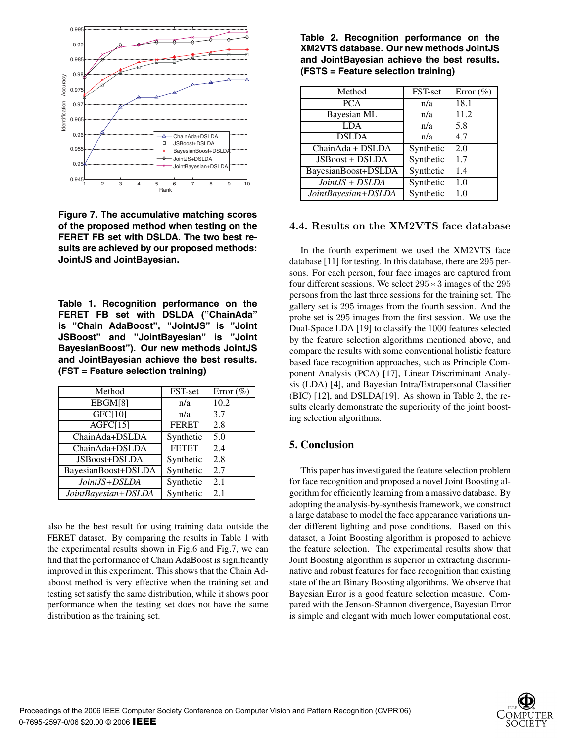Figure 7. The accumulative matching scores of the proposed method when testing on the FERET FB set with DSLDA. The two best results are achieved by our proposed methods: JointJS and JointBayesian.

**Table 1. Recognition performance on the FERET FB set with DSLDA ("ChainAda" is "Chain AdaBoost", "JointJS" is "Joint JSBoost" and "JointBayesian" is "Joint BayesianBoost"). Our new methods JointJS and JointBayesian achieve the best results. (FST = Feature selection training)**

| Method | FST-set | Error (%) |
|---|---|---|
| EBGM[8] | n/a | 10.2 |
| GFC[10] | n/a | 3.7 |
| AGFC[15] | FERET | 2.8 |
| ChainAda+DSLDA | Synthetic | 5.0 |
| ChainAda+DSLDA | FETET | 2.4 |
| JSBoost+DSLDA | Synthetic | 2.8 |
| BayesianBoost+DSLDA | Synthetic | 2.7 |
| *JointJS+DSLDA* | Synthetic | 2.1 |
| *JointBayesian+DSLDA* | Synthetic | 2.1 |

also be the best result for using training data outside the FERET dataset. By comparing the results in Table 1 with the experimental results shown in Fig.6 and Fig.7, we can find that the performance of Chain AdaBoost is significantly improved in this experiment. This shows that the Chain Adaboost method is very effective when the training set and testing set satisfy the same distribution, while it shows poor performance when the testing set does not have the same distribution as the training set.

**Table 2. Recognition performance on the XM2VTS database. Our new methods JointJS and JointBayesian achieve the best results. (FSTS = Feature selection training)**

| Method | FST-set | Error (%) |
|---|---|---|
| PCA | n/a | 18.1 |
| Bayesian ML | n/a | 11.2 |
| LDA | n/a | 5.8 |
| DSLDA | n/a | 4.7 |
| ChainAda + DSLDA | Synthetic | 2.0 |
| JSBoost + DSLDA | Synthetic | 1.7 |
| BayesianBoost+DSLDA | Synthetic | 1.4 |
| *JointJS + DSLDA* | Synthetic | 1.0 |
| *JointBayesian+DSLDA* | Synthetic | 1.0 |

### 4.4. Results on the XM2VTS face database

In the fourth experiment we used the XM2VTS face database [11] for testing. In this database, there are 295 persons. For each person, four face images are captured from four different sessions. We select $295 * 3$ images of the 295 persons from the last three sessions for the training set. The gallery set is 295 images from the fourth session. And the probe set is 295 images from the first session. We use the Dual-Space LDA [19] to classify the 1000 features selected by the feature selection algorithms mentioned above, and compare the results with some conventional holistic feature based face recognition approaches, such as Principle Component Analysis (PCA) [17], Linear Discriminant Analysis (LDA) [4], and Bayesian Intra/Extrapersonal Classifier (BIC) [12], and DSLDA[19]. As shown in Table 2, the results clearly demonstrate the superiority of the joint boosting selection algorithms.

## 5. Conclusion

This paper has investigated the feature selection problem for face recognition and proposed a novel Joint Boosting algorithm for efficiently learning from a massive database. By adopting the analysis-by-synthesis framework, we construct a large database to model the face appearance variations under different lighting and pose conditions. Based on this dataset, a Joint Boosting algorithm is proposed to achieve the feature selection. The experimental results show that Joint Boosting algorithm is superior in extracting discriminative and robust features for face recognition than existing state of the art Binary Boosting algorithms. We observe that Bayesian Error is a good feature selection measure. Compared with the Jenson-Shannon divergence, Bayesian Error is simple and elegant with much lower computational cost.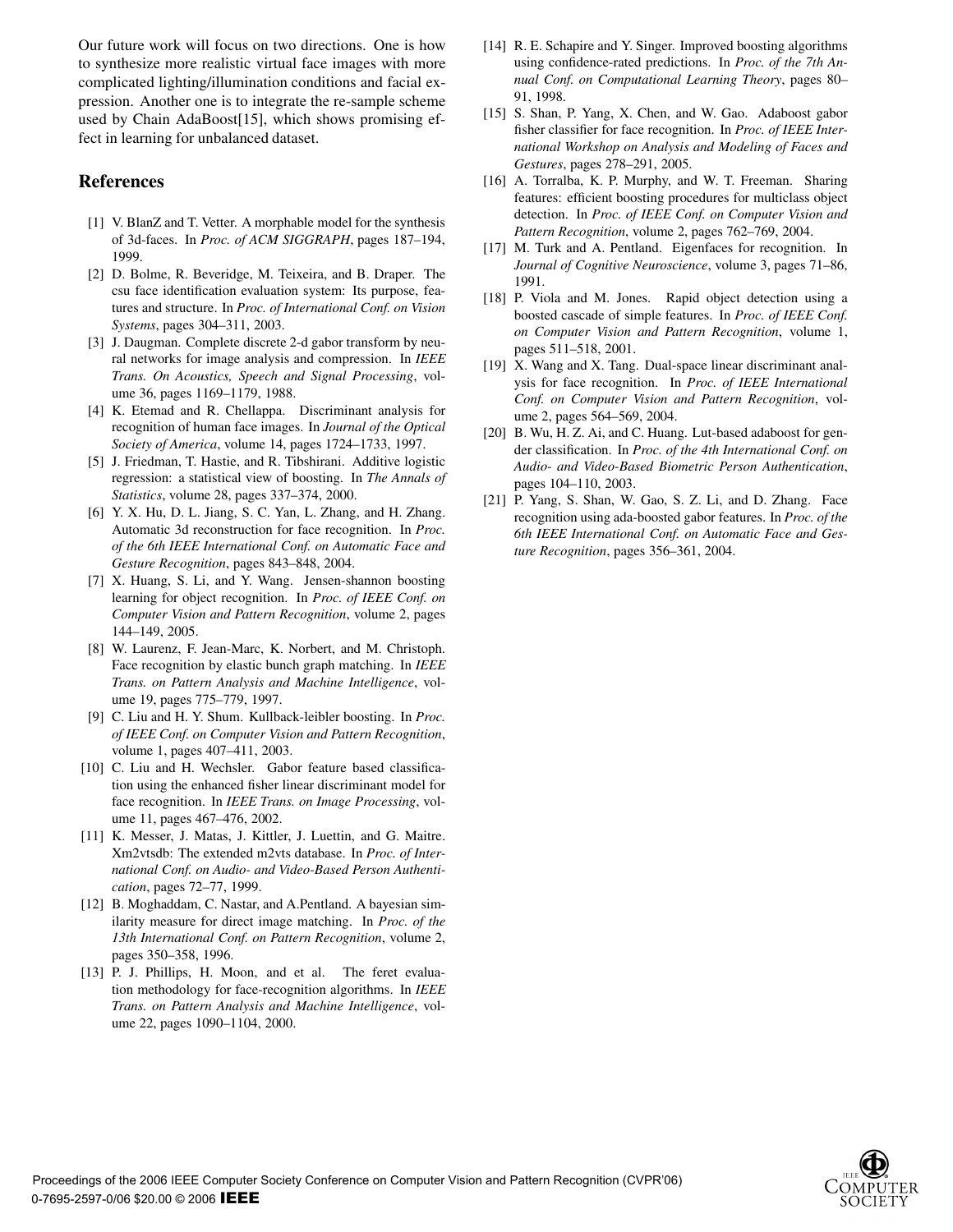Our future work will focus on two directions. One is how to synthesize more realistic virtual face images with more complicated lighting/illumination conditions and facial expression. Another one is to integrate the re-sample scheme used by Chain AdaBoost[15], which shows promising effect in learning for unbalanced dataset.

## References

[1] V. BlanZ and T. Vetter. A morphable model for the synthesis of 3d-faces. In *Proc. of ACM SIGGRAPH*, pages 187–194, 1999.

[2] D. Bolme, R. Beveridge, M. Teixeira, and B. Draper. The csu face identification evaluation system: Its purpose, features and structure. In *Proc. of International Conf. on Vision Systems*, pages 304–311, 2003.

[3] J. Daugman. Complete discrete 2-d gabor transform by neural networks for image analysis and compression. In *IEEE Trans. On Acoustics, Speech and Signal Processing*, volume 36, pages 1169–1179, 1988.

[4] K. Etemad and R. Chellappa. Discriminant analysis for recognition of human face images. In *Journal of the Optical Society of America*, volume 14, pages 1724–1733, 1997.

[5] J. Friedman, T. Hastie, and R. Tibshirani. Additive logistic regression: a statistical view of boosting. In *The Annals of Statistics*, volume 28, pages 337–374, 2000.

[6] Y. X. Hu, D. L. Jiang, S. C. Yan, L. Zhang, and H. Zhang. Automatic 3d reconstruction for face recognition. In *Proc. of the 6th IEEE International Conf. on Automatic Face and Gesture Recognition*, pages 843–848, 2004.

[7] X. Huang, S. Li, and Y. Wang. Jensen-shannon boosting learning for object recognition. In *Proc. of IEEE Conf. on Computer Vision and Pattern Recognition*, volume 2, pages 144–149, 2005.

[8] W. Laurenz, F. Jean-Marc, K. Norbert, and M. Christoph. Face recognition by elastic bunch graph matching. In *IEEE Trans. on Pattern Analysis and Machine Intelligence*, volume 19, pages 775–779, 1997.

[9] C. Liu and H. Y. Shum. Kullback-leibler boosting. In *Proc. of IEEE Conf. on Computer Vision and Pattern Recognition*, volume 1, pages 407–411, 2003.

[10] C. Liu and H. Wechsler. Gabor feature based classification using the enhanced fisher linear discriminant model for face recognition. In *IEEE Trans. on Image Processing*, volume 11, pages 467–476, 2002.

[11] K. Messer, J. Matas, J. Kittler, J. Luettin, and G. Maitre. Xm2vtsdb: The extended m2vts database. In *Proc. of International Conf. on Audio- and Video-Based Person Authentication*, pages 72–77, 1999.

[12] B. Moghaddam, C. Nastar, and A.Pentland. A bayesian similarity measure for direct image matching. In *Proc. of the 13th International Conf. on Pattern Recognition*, volume 2, pages 350–358, 1996.

[13] P. J. Phillips, H. Moon, and et al. The feret evaluation methodology for face-recognition algorithms. In *IEEE Trans. on Pattern Analysis and Machine Intelligence*, volume 22, pages 1090–1104, 2000.

[14] R. E. Schapire and Y. Singer. Improved boosting algorithms using confidence-rated predictions. In *Proc. of the 7th Annual Conf. on Computational Learning Theory*, pages 80–91, 1998.

[15] S. Shan, P. Yang, X. Chen, and W. Gao. Adaboost gabor fisher classifier for face recognition. In *Proc. of IEEE International Workshop on Analysis and Modeling of Faces and Gestures*, pages 278–291, 2005.

[16] A. Torralba, K. P. Murphy, and W. T. Freeman. Sharing features: efficient boosting procedures for multiclass object detection. In *Proc. of IEEE Conf. on Computer Vision and Pattern Recognition*, volume 2, pages 762–769, 2004.

[17] M. Turk and A. Pentland. Eigenfaces for recognition. In *Journal of Cognitive Neuroscience*, volume 3, pages 71–86, 1991.

[18] P. Viola and M. Jones. Rapid object detection using a boosted cascade of simple features. In *Proc. of IEEE Conf. on Computer Vision and Pattern Recognition*, volume 1, pages 511–518, 2001.

[19] X. Wang and X. Tang. Dual-space linear discriminant analysis for face recognition. In *Proc. of IEEE International Conf. on Computer Vision and Pattern Recognition*, volume 2, pages 564–569, 2004.

[20] B. Wu, H. Z. Ai, and C. Huang. Lut-based adaboost for gender classification. In *Proc. of the 4th International Conf. on Audio- and Video-Based Biometric Person Authentication*, pages 104–110, 2003.

[21] P. Yang, S. Shan, W. Gao, S. Z. Li, and D. Zhang. Face recognition using ada-boosted gabor features. In *Proc. of the 6th IEEE International Conf. on Automatic Face and Gesture Recognition*, pages 356–361, 2004.